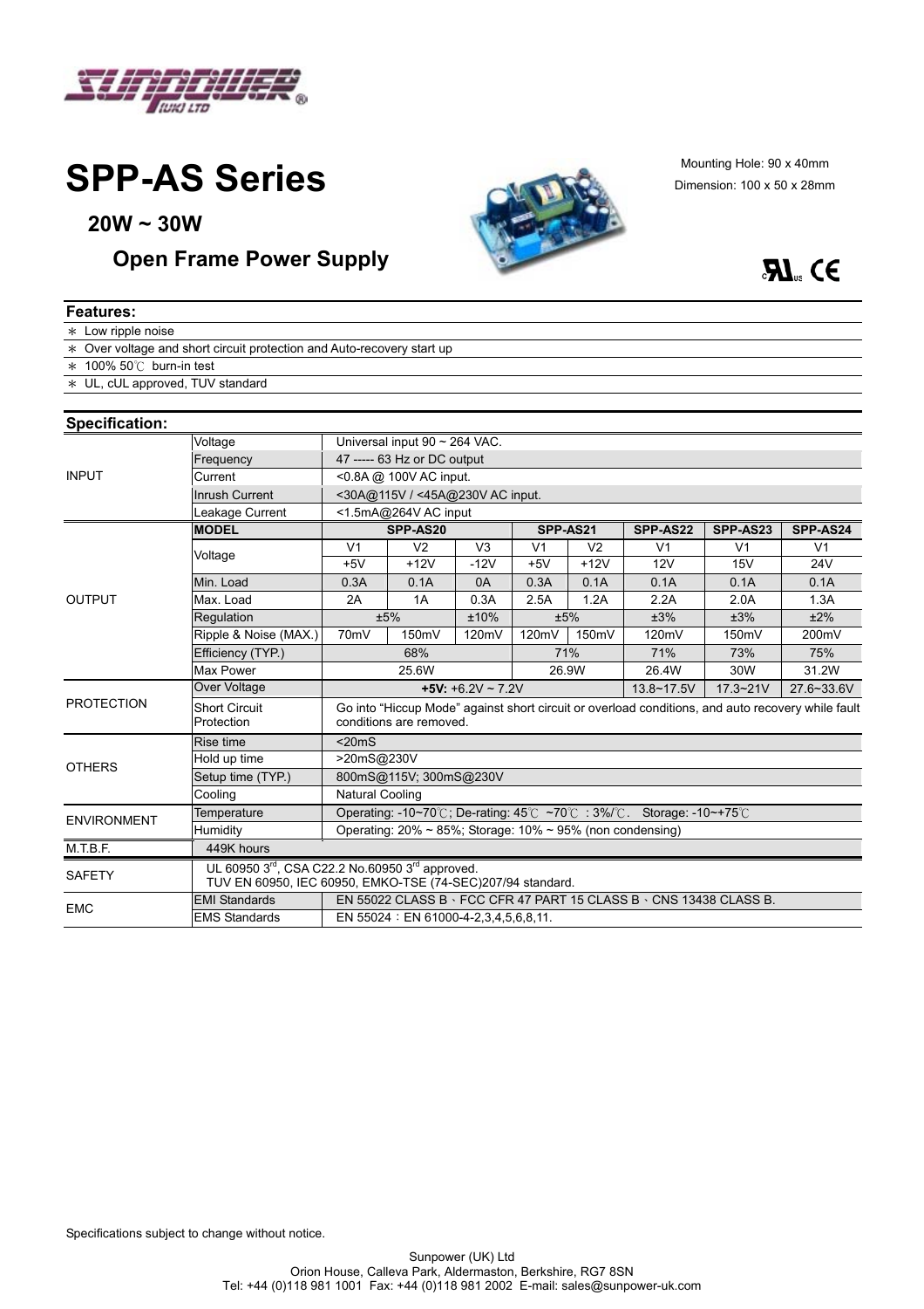# SPP-AS Series

## 20W ~ 30W

## Open Frame Power Supply

Mounting Hole: 90 x 40mm
Dimension: 100 x 50 x 28mm

### Features:

* Low ripple noise
* Over voltage and short circuit protection and Auto-recovery start up
* 100% 50℃ burn-in test
* UL, cUL approved, TUV standard

### Specification:

| | | | | | | | | | |
|---|---|---|---|---|---|---|---|---|---|
| INPUT | Voltage | Universal input 90 ~ 264 VAC. | | | | | | | |
| | Frequency | 47 ----- 63 Hz or DC output | | | | | | | |
| | Current | <0.8A @ 100V AC input. | | | | | | | |
| | Inrush Current | <30A@115V / <45A@230V AC input. | | | | | | | |
| | Leakage Current | <1.5mA@264V AC input | | | | | | | |
| OUTPUT | **MODEL** | **SPP-AS20** | | | **SPP-AS21** | | **SPP-AS22** | **SPP-AS23** | **SPP-AS24** |
| | Voltage | V1 | V2 | V3 | V1 | V2 | V1 | V1 | V1 |
| | | +5V | +12V | -12V | +5V | +12V | 12V | 15V | 24V |
| | Min. Load | 0.3A | 0.1A | 0A | 0.3A | 0.1A | 0.1A | 0.1A | 0.1A |
| | Max. Load | 2A | 1A | 0.3A | 2.5A | 1.2A | 2.2A | 2.0A | 1.3A |
| | Regulation | ±5% | | ±10% | ±5% | | ±3% | ±3% | ±2% |
| | Ripple & Noise (MAX.) | 70mV | 150mV | 120mV | 120mV | 150mV | 120mV | 150mV | 200mV |
| | Efficiency (TYP.) | 68% | | | 71% | | 71% | 73% | 75% |
| | Max Power | 25.6W | | | 26.9W | | 26.4W | 30W | 31.2W |
| PROTECTION | Over Voltage | **+5V:** +6.2V ~ 7.2V | | | | | 13.8~17.5V | 17.3~21V | 27.6~33.6V |
| | Short Circuit Protection | Go into "Hiccup Mode" against short circuit or overload conditions, and auto recovery while fault conditions are removed. | | | | | | | |
| OTHERS | Rise time | <20mS | | | | | | | |
| | Hold up time | >20mS@230V | | | | | | | |
| | Setup time (TYP.) | 800mS@115V; 300mS@230V | | | | | | | |
| | Cooling | Natural Cooling | | | | | | | |
| ENVIRONMENT | Temperature | Operating: -10~70℃; De-rating: 45℃ ~70℃ : 3%/℃. Storage: -10~+75℃ | | | | | | | |
| | Humidity | Operating: 20% ~ 85%; Storage: 10% ~ 95% (non condensing) | | | | | | | |
| M.T.B.F. | 449K hours | | | | | | | | |
| SAFETY | UL 60950 3rd, CSA C22.2 No.60950 3rd approved. TUV EN 60950, IEC 60950, EMKO-TSE (74-SEC)207/94 standard. | | | | | | | | |
| EMC | EMI Standards | EN 55022 CLASS B、FCC CFR 47 PART 15 CLASS B、CNS 13438 CLASS B. | | | | | | | |
| | EMS Standards | EN 55024：EN 61000-4-2,3,4,5,6,8,11. | | | | | | | |

Specifications subject to change without notice.

Sunpower (UK) Ltd
Orion House, Calleva Park, Aldermaston, Berkshire, RG7 8SN
Tel: +44 (0)118 981 1001 Fax: +44 (0)118 981 2002 E-mail: sales@sunpower-uk.com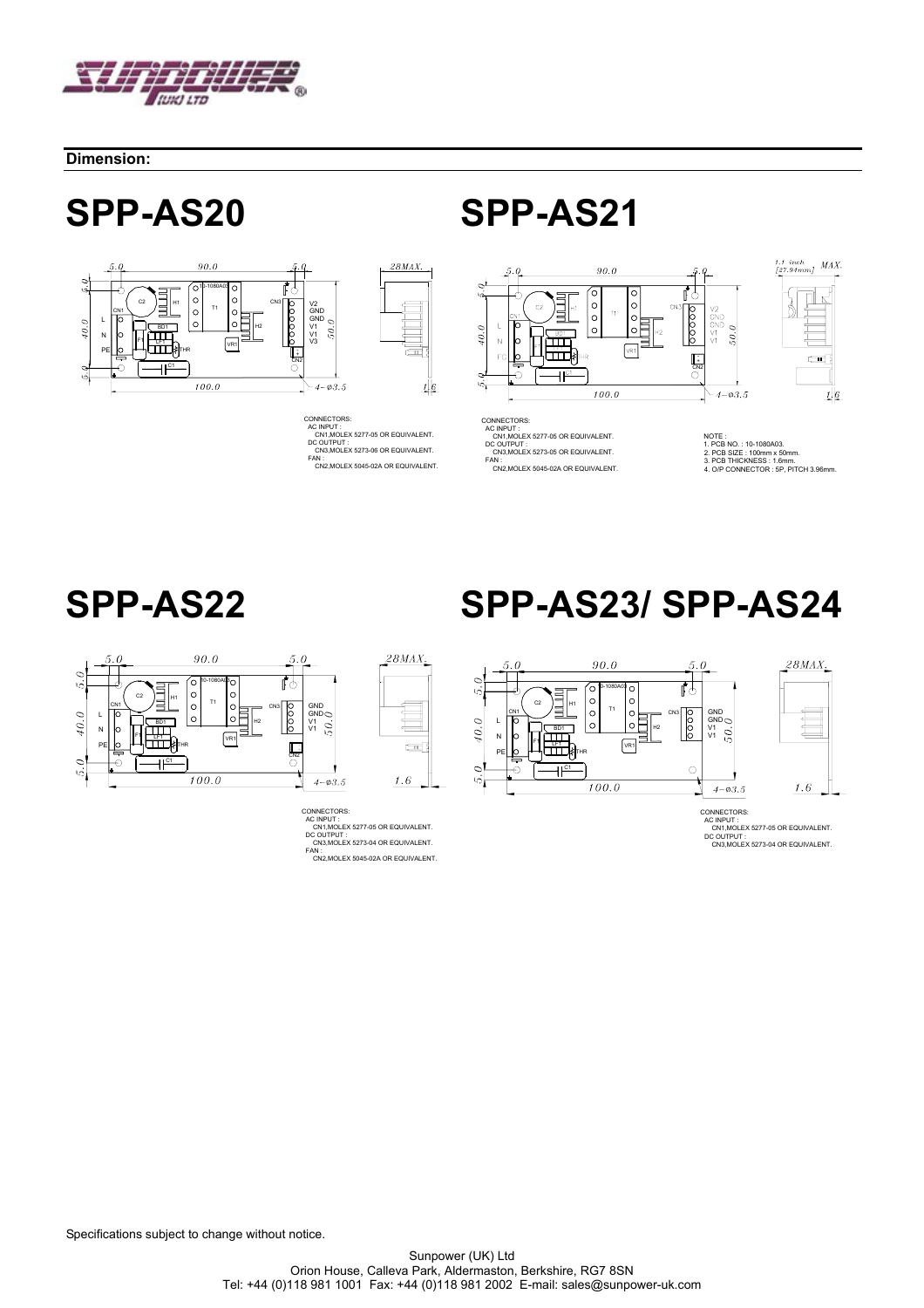**Dimension:**

# SPP-AS20

CONNECTORS:
AC INPUT :
CN1,MOLEX 5277-05 OR EQUIVALENT.
DC OUTPUT :
CN3,MOLEX 5273-06 OR EQUIVALENT.
FAN :
CN2,MOLEX 5045-02A OR EQUIVALENT.

# SPP-AS21

CONNECTORS:
AC INPUT :
CN1,MOLEX 5277-05 OR EQUIVALENT.
DC OUTPUT :
CN3,MOLEX 5273-05 OR EQUIVALENT.
FAN :
CN2,MOLEX 5045-02A OR EQUIVALENT.

NOTE :
1. PCB NO. : 10-1080A03.
2. PCB SIZE : 100mm x 50mm.
3. PCB THICKNESS : 1.6mm.
4. O/P CONNECTOR : 5P, PITCH 3.96mm.

# SPP-AS22

CONNECTORS:
AC INPUT :
CN1,MOLEX 5277-05 OR EQUIVALENT.
DC OUTPUT :
CN3,MOLEX 5273-04 OR EQUIVALENT.
FAN :
CN2,MOLEX 5045-02A OR EQUIVALENT.

# SPP-AS23/ SPP-AS24

CONNECTORS:
AC INPUT :
CN1,MOLEX 5277-05 OR EQUIVALENT.
DC OUTPUT :
CN3,MOLEX 5273-04 OR EQUIVALENT.

Specifications subject to change without notice.

Sunpower (UK) Ltd
Orion House, Calleva Park, Aldermaston, Berkshire, RG7 8SN
Tel: +44 (0)118 981 1001 Fax: +44 (0)118 981 2002 E-mail: sales@sunpower-uk.com